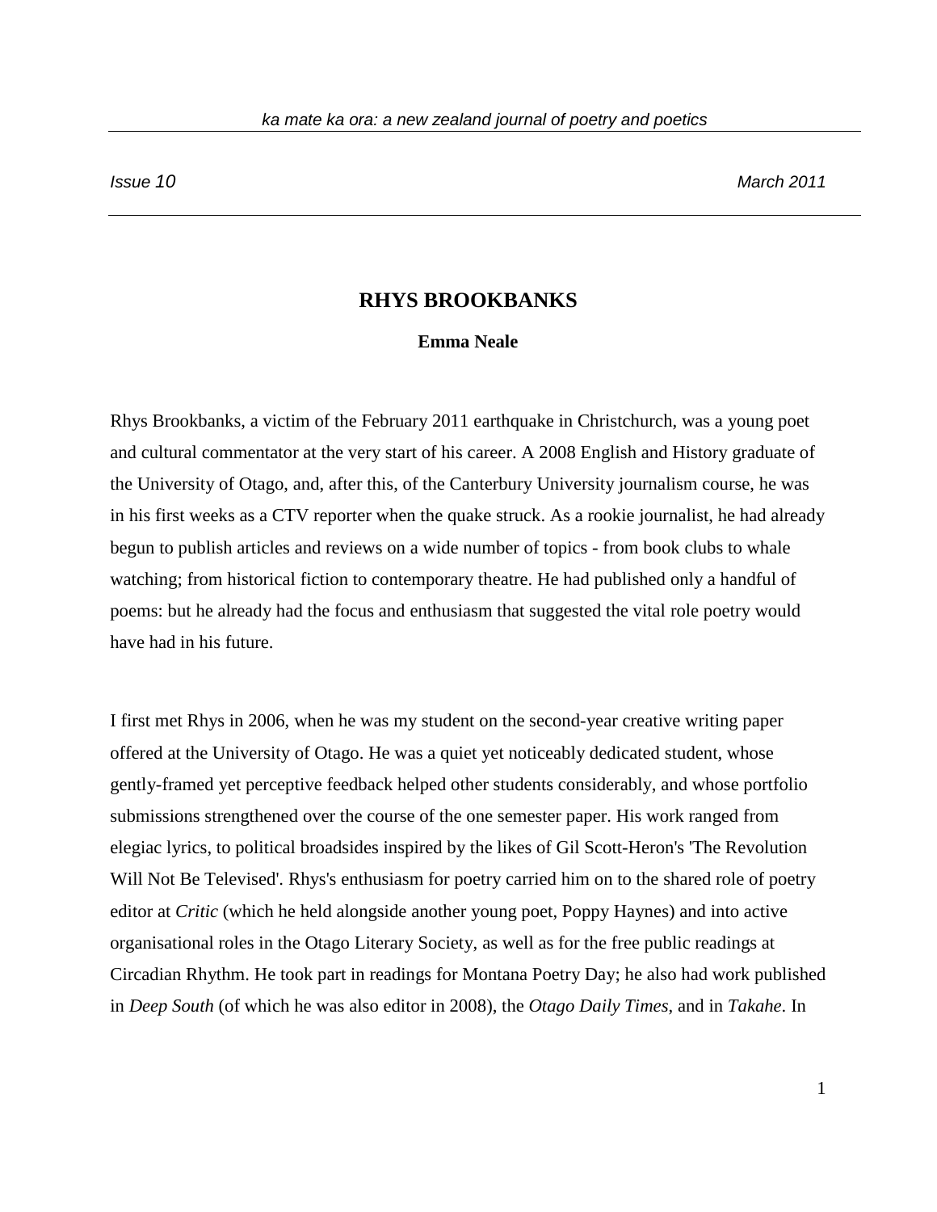# RHYS BROOKBANKS

**Emma Neale**

Rhys Brookbanks, a victim of the February 2011 earthquake in Christchurch, was a young poet and cultural commentator at the very start of his career. A 2008 English and History graduate of the University of Otago, and, after this, of the Canterbury University journalism course, he was in his first weeks as a CTV reporter when the quake struck. As a rookie journalist, he had already begun to publish articles and reviews on a wide number of topics - from book clubs to whale watching; from historical fiction to contemporary theatre. He had published only a handful of poems: but he already had the focus and enthusiasm that suggested the vital role poetry would have had in his future.

I first met Rhys in 2006, when he was my student on the second-year creative writing paper offered at the University of Otago. He was a quiet yet noticeably dedicated student, whose gently-framed yet perceptive feedback helped other students considerably, and whose portfolio submissions strengthened over the course of the one semester paper. His work ranged from elegiac lyrics, to political broadsides inspired by the likes of Gil Scott-Heron's 'The Revolution Will Not Be Televised'. Rhys's enthusiasm for poetry carried him on to the shared role of poetry editor at *Critic* (which he held alongside another young poet, Poppy Haynes) and into active organisational roles in the Otago Literary Society, as well as for the free public readings at Circadian Rhythm. He took part in readings for Montana Poetry Day; he also had work published in *Deep South* (of which he was also editor in 2008), the *Otago Daily Times*, and in *Takahe*. In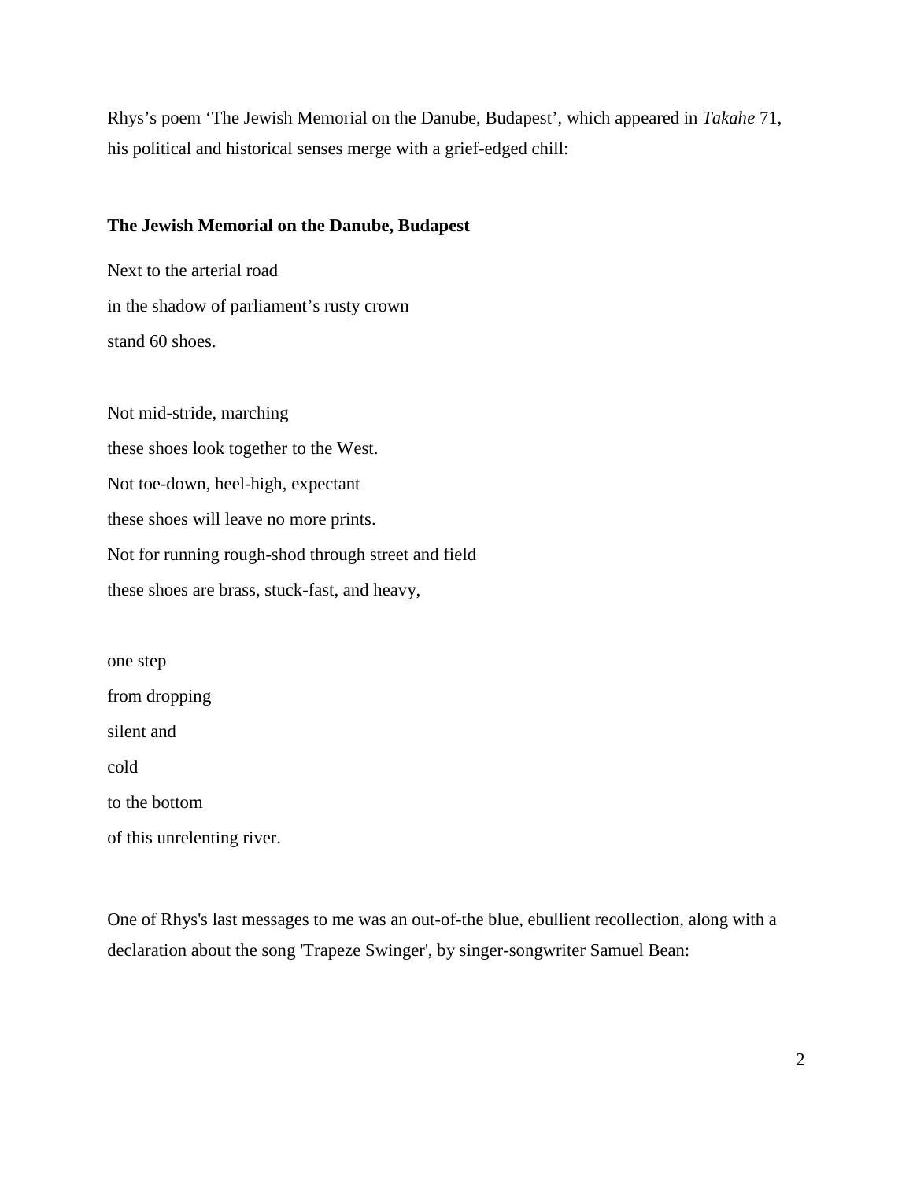Rhys's poem 'The Jewish Memorial on the Danube, Budapest', which appeared in *Takahe* 71, his political and historical senses merge with a grief-edged chill:

**The Jewish Memorial on the Danube, Budapest**

Next to the arterial road  
in the shadow of parliament's rusty crown  
stand 60 shoes.

Not mid-stride, marching  
these shoes look together to the West.  
Not toe-down, heel-high, expectant  
these shoes will leave no more prints.  
Not for running rough-shod through street and field  
these shoes are brass, stuck-fast, and heavy,

one step  
from dropping  
silent and  
cold  
to the bottom  
of this unrelenting river.

One of Rhys's last messages to me was an out-of-the blue, ebullient recollection, along with a declaration about the song 'Trapeze Swinger', by singer-songwriter Samuel Bean: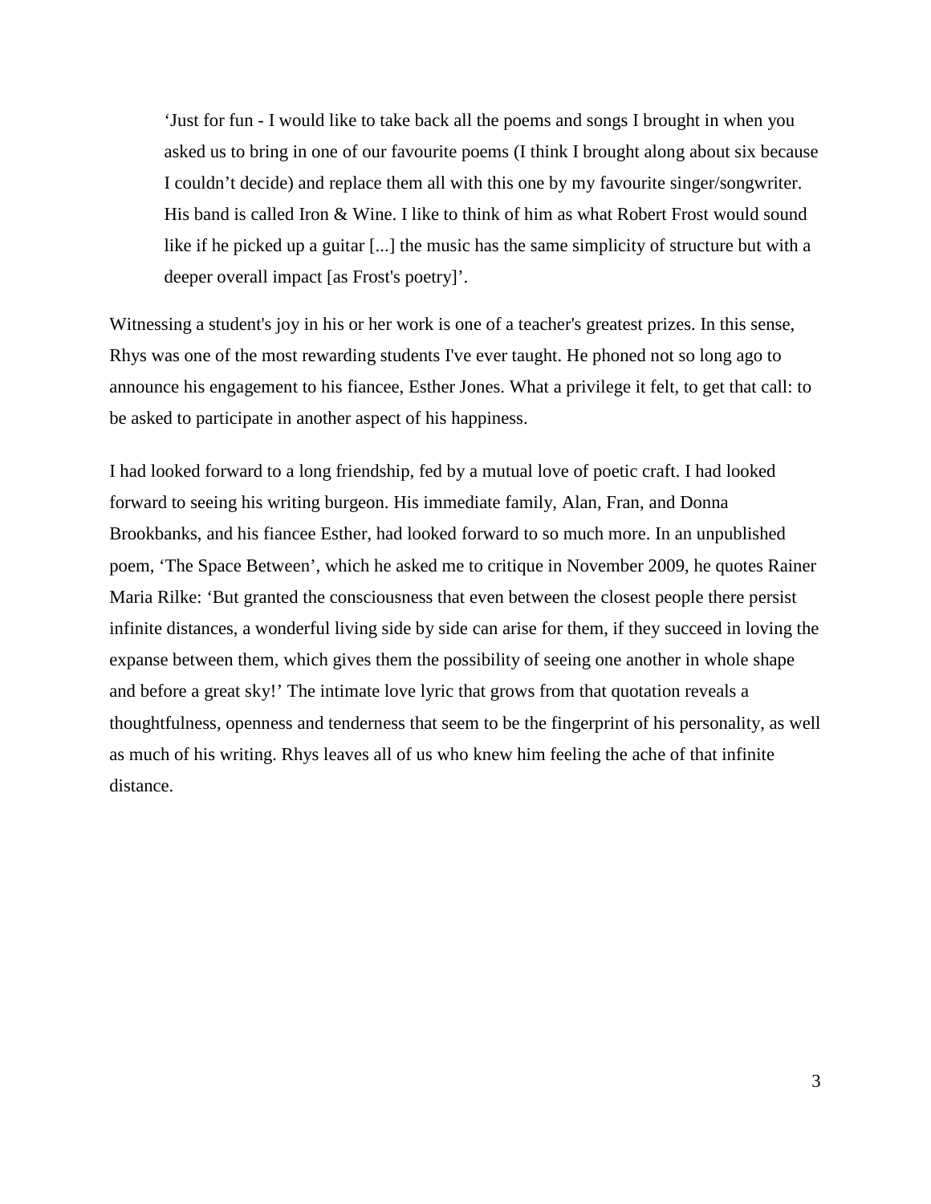> ‘Just for fun - I would like to take back all the poems and songs I brought in when you asked us to bring in one of our favourite poems (I think I brought along about six because I couldn’t decide) and replace them all with this one by my favourite singer/songwriter. His band is called Iron & Wine. I like to think of him as what Robert Frost would sound like if he picked up a guitar [...] the music has the same simplicity of structure but with a deeper overall impact [as Frost's poetry]’.

Witnessing a student's joy in his or her work is one of a teacher's greatest prizes. In this sense, Rhys was one of the most rewarding students I've ever taught. He phoned not so long ago to announce his engagement to his fiancee, Esther Jones. What a privilege it felt, to get that call: to be asked to participate in another aspect of his happiness.

I had looked forward to a long friendship, fed by a mutual love of poetic craft. I had looked forward to seeing his writing burgeon. His immediate family, Alan, Fran, and Donna Brookbanks, and his fiancee Esther, had looked forward to so much more. In an unpublished poem, ‘The Space Between’, which he asked me to critique in November 2009, he quotes Rainer Maria Rilke: ‘But granted the consciousness that even between the closest people there persist infinite distances, a wonderful living side by side can arise for them, if they succeed in loving the expanse between them, which gives them the possibility of seeing one another in whole shape and before a great sky!’ The intimate love lyric that grows from that quotation reveals a thoughtfulness, openness and tenderness that seem to be the fingerprint of his personality, as well as much of his writing. Rhys leaves all of us who knew him feeling the ache of that infinite distance.